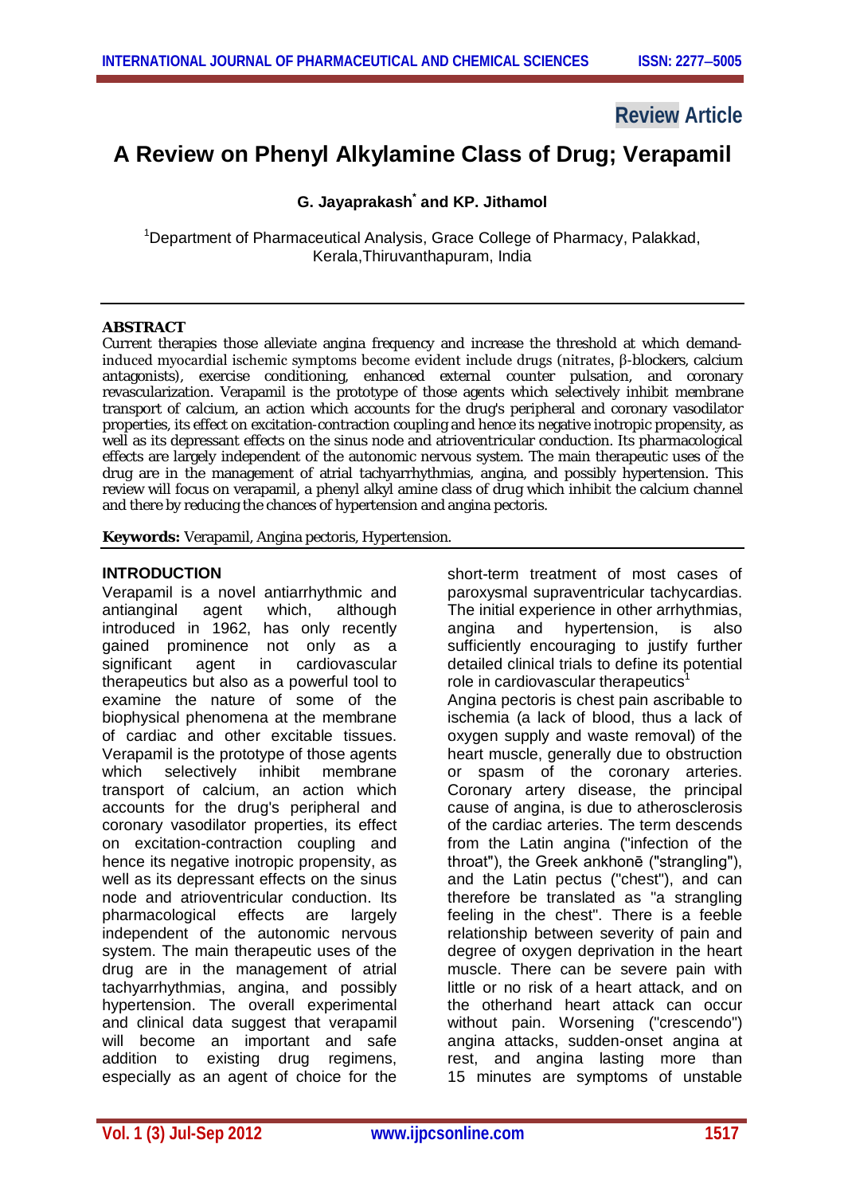Review Article

# A Review on Phenyl Alkylamine Class of Drug; Verapamil

**G. Jayaprakash* and KP. Jithamol**

[1]Department of Pharmaceutical Analysis, Grace College of Pharmacy, Palakkad, Kerala,Thiruvanthapuram, India

## ABSTRACT

Current therapies those alleviate angina frequency and increase the threshold at which demand-induced myocardial ischemic symptoms become evident include drugs (nitrates, β-blockers, calcium antagonists), exercise conditioning, enhanced external counter pulsation, and coronary revascularization. Verapamil is the prototype of those agents which selectively inhibit membrane transport of calcium, an action which accounts for the drug's peripheral and coronary vasodilator properties, its effect on excitation-contraction coupling and hence its negative inotropic propensity, as well as its depressant effects on the sinus node and atrioventricular conduction. Its pharmacological effects are largely independent of the autonomic nervous system. The main therapeutic uses of the drug are in the management of atrial tachyarrhythmias, angina, and possibly hypertension. This review will focus on verapamil, a phenyl alkyl amine class of drug which inhibit the calcium channel and there by reducing the chances of hypertension and angina pectoris.

**Keywords:** Verapamil, Angina pectoris, Hypertension.

## INTRODUCTION

Verapamil is a novel antiarrhythmic and antianginal agent which, although introduced in 1962, has only recently gained prominence not only as a significant agent in cardiovascular therapeutics but also as a powerful tool to examine the nature of some of the biophysical phenomena at the membrane of cardiac and other excitable tissues. Verapamil is the prototype of those agents which selectively inhibit membrane transport of calcium, an action which accounts for the drug's peripheral and coronary vasodilator properties, its effect on excitation-contraction coupling and hence its negative inotropic propensity, as well as its depressant effects on the sinus node and atrioventricular conduction. Its pharmacological effects are largely independent of the autonomic nervous system. The main therapeutic uses of the drug are in the management of atrial tachyarrhythmias, angina, and possibly hypertension. The overall experimental and clinical data suggest that verapamil will become an important and safe addition to existing drug regimens, especially as an agent of choice for the short-term treatment of most cases of paroxysmal supraventricular tachycardias. The initial experience in other arrhythmias, angina and hypertension, is also sufficiently encouraging to justify further detailed clinical trials to define its potential role in cardiovascular therapeutics[1]

Angina pectoris is chest pain ascribable to ischemia (a lack of blood, thus a lack of oxygen supply and waste removal) of the heart muscle, generally due to obstruction or spasm of the coronary arteries. Coronary artery disease, the principal cause of angina, is due to atherosclerosis of the cardiac arteries. The term descends from the Latin angina ("infection of the throat"), the Greek ankhonē ("strangling"), and the Latin pectus ("chest"), and can therefore be translated as "a strangling feeling in the chest". There is a feeble relationship between severity of pain and degree of oxygen deprivation in the heart muscle. There can be severe pain with little or no risk of a heart attack, and on the otherhand heart attack can occur without pain. Worsening ("crescendo") angina attacks, sudden-onset angina at rest, and angina lasting more than 15 minutes are symptoms of unstable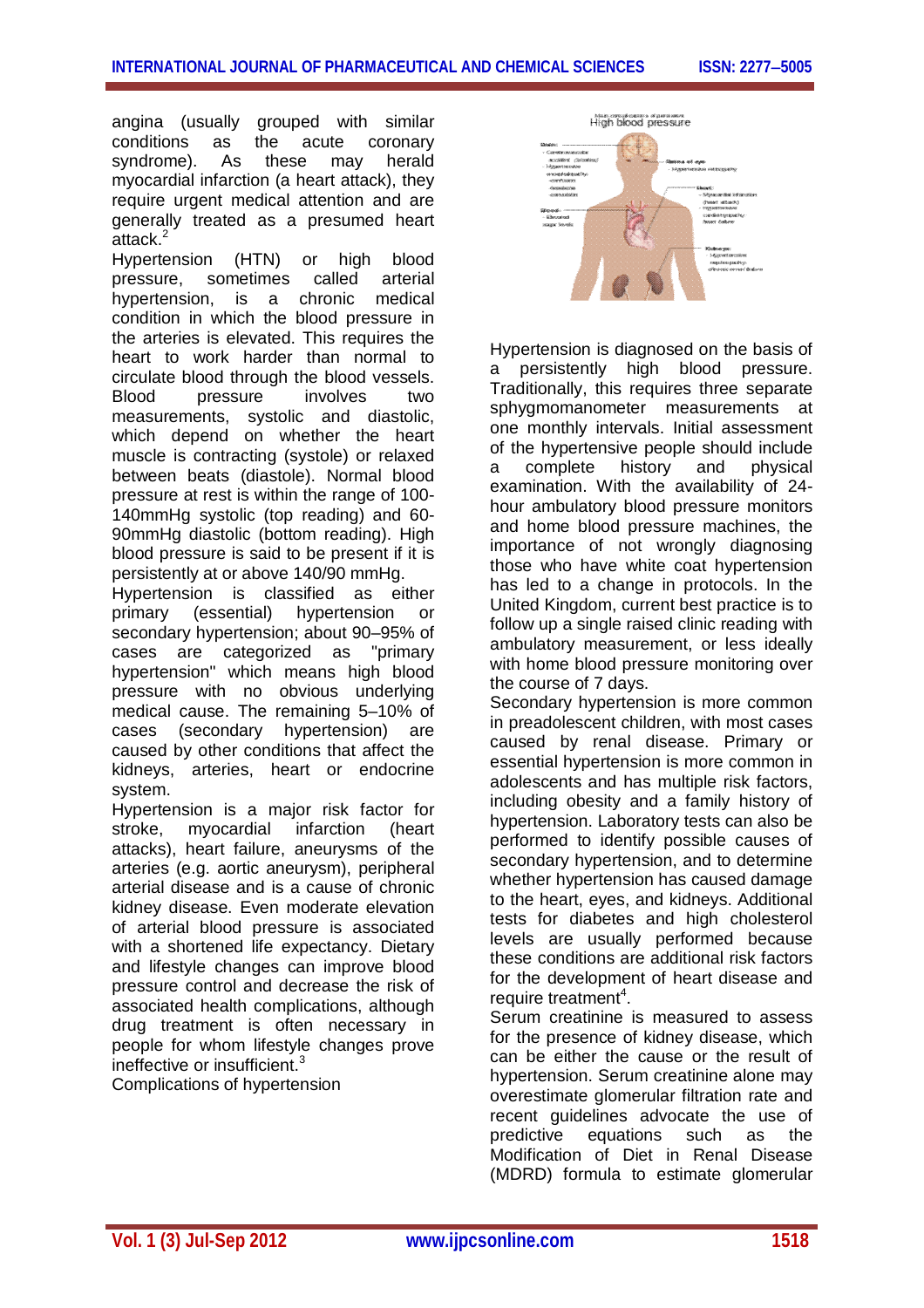angina (usually grouped with similar conditions as the acute coronary syndrome). As these may herald myocardial infarction (a heart attack), they require urgent medical attention and are generally treated as a presumed heart attack.[2]

Hypertension (HTN) or high blood pressure, sometimes called arterial hypertension, is a chronic medical condition in which the blood pressure in the arteries is elevated. This requires the heart to work harder than normal to circulate blood through the blood vessels. Blood pressure involves two measurements, systolic and diastolic, which depend on whether the heart muscle is contracting (systole) or relaxed between beats (diastole). Normal blood pressure at rest is within the range of 100-140mmHg systolic (top reading) and 60-90mmHg diastolic (bottom reading). High blood pressure is said to be present if it is persistently at or above 140/90 mmHg.

Hypertension is classified as either primary (essential) hypertension or secondary hypertension; about 90–95% of cases are categorized as "primary hypertension" which means high blood pressure with no obvious underlying medical cause. The remaining 5–10% of cases (secondary hypertension) are caused by other conditions that affect the kidneys, arteries, heart or endocrine system.

Hypertension is a major risk factor for stroke, myocardial infarction (heart attacks), heart failure, aneurysms of the arteries (e.g. aortic aneurysm), peripheral arterial disease and is a cause of chronic kidney disease. Even moderate elevation of arterial blood pressure is associated with a shortened life expectancy. Dietary and lifestyle changes can improve blood pressure control and decrease the risk of associated health complications, although drug treatment is often necessary in people for whom lifestyle changes prove ineffective or insufficient.[3]

Complications of hypertension

Hypertension is diagnosed on the basis of a persistently high blood pressure. Traditionally, this requires three separate sphygmomanometer measurements at one monthly intervals. Initial assessment of the hypertensive people should include a complete history and physical examination. With the availability of 24-hour ambulatory blood pressure monitors and home blood pressure machines, the importance of not wrongly diagnosing those who have white coat hypertension has led to a change in protocols. In the United Kingdom, current best practice is to follow up a single raised clinic reading with ambulatory measurement, or less ideally with home blood pressure monitoring over the course of 7 days.

Secondary hypertension is more common in preadolescent children, with most cases caused by renal disease. Primary or essential hypertension is more common in adolescents and has multiple risk factors, including obesity and a family history of hypertension. Laboratory tests can also be performed to identify possible causes of secondary hypertension, and to determine whether hypertension has caused damage to the heart, eyes, and kidneys. Additional tests for diabetes and high cholesterol levels are usually performed because these conditions are additional risk factors for the development of heart disease and require treatment[4].

Serum creatinine is measured to assess for the presence of kidney disease, which can be either the cause or the result of hypertension. Serum creatinine alone may overestimate glomerular filtration rate and recent guidelines advocate the use of predictive equations such as the Modification of Diet in Renal Disease (MDRD) formula to estimate glomerular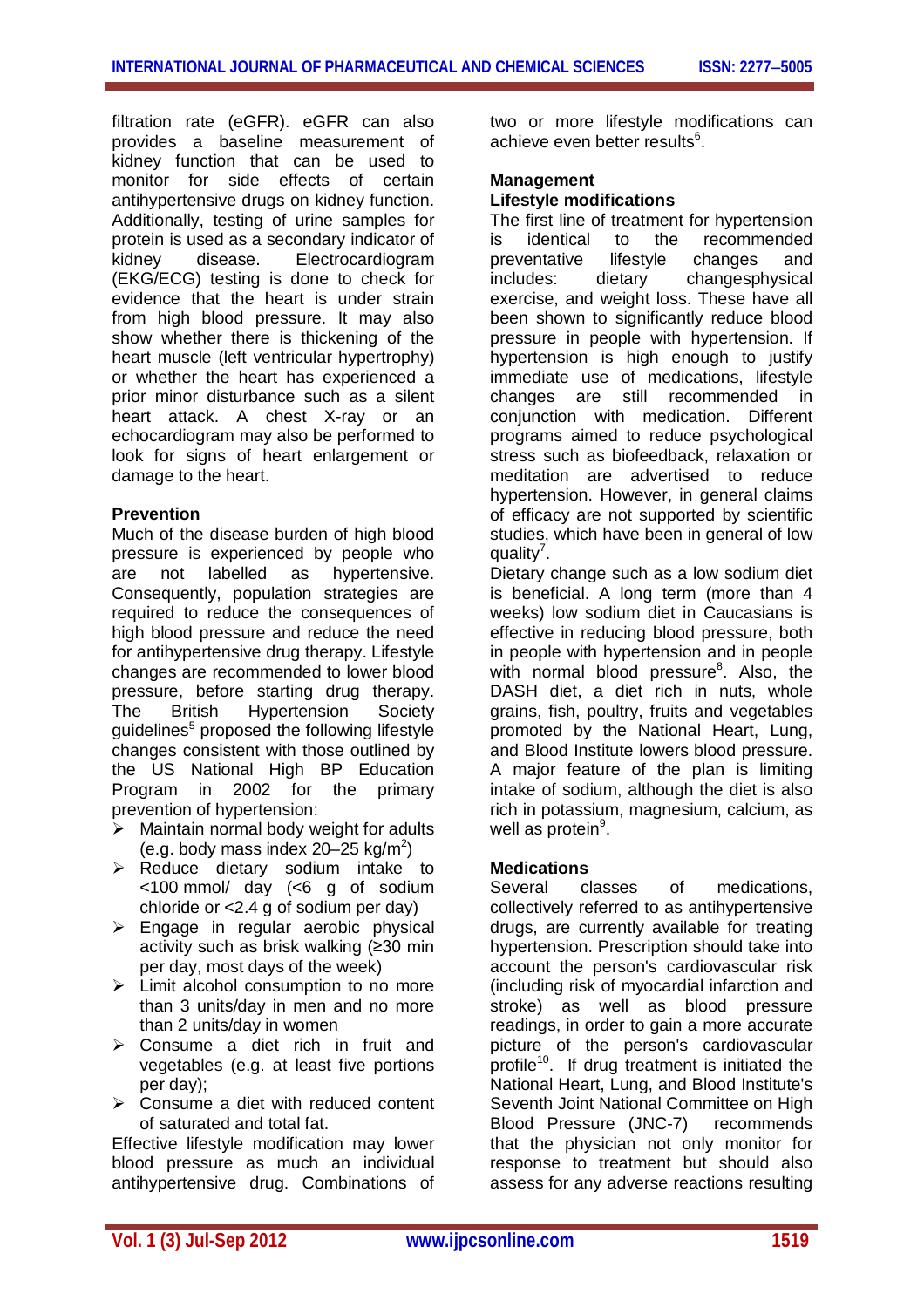filtration rate (eGFR). eGFR can also provides a baseline measurement of kidney function that can be used to monitor for side effects of certain antihypertensive drugs on kidney function. Additionally, testing of urine samples for protein is used as a secondary indicator of kidney disease. Electrocardiogram (EKG/ECG) testing is done to check for evidence that the heart is under strain from high blood pressure. It may also show whether there is thickening of the heart muscle (left ventricular hypertrophy) or whether the heart has experienced a prior minor disturbance such as a silent heart attack. A chest X-ray or an echocardiogram may also be performed to look for signs of heart enlargement or damage to the heart.

**Prevention**

Much of the disease burden of high blood pressure is experienced by people who are not labelled as hypertensive. Consequently, population strategies are required to reduce the consequences of high blood pressure and reduce the need for antihypertensive drug therapy. Lifestyle changes are recommended to lower blood pressure, before starting drug therapy. The British Hypertension Society guidelines[5] proposed the following lifestyle changes consistent with those outlined by the US National High BP Education Program in 2002 for the primary prevention of hypertension:

- Maintain normal body weight for adults (e.g. body mass index 20–25 kg/$m^2$)
- Reduce dietary sodium intake to <100 mmol/ day (<6 g of sodium chloride or <2.4 g of sodium per day)
- Engage in regular aerobic physical activity such as brisk walking (≥30 min per day, most days of the week)
- Limit alcohol consumption to no more than 3 units/day in men and no more than 2 units/day in women
- Consume a diet rich in fruit and vegetables (e.g. at least five portions per day);
- Consume a diet with reduced content of saturated and total fat.

Effective lifestyle modification may lower blood pressure as much an individual antihypertensive drug. Combinations of two or more lifestyle modifications can achieve even better results[6].

**Management**

**Lifestyle modifications**

The first line of treatment for hypertension is identical to the recommended preventative lifestyle changes and includes: dietary changesphysical exercise, and weight loss. These have all been shown to significantly reduce blood pressure in people with hypertension. If hypertension is high enough to justify immediate use of medications, lifestyle changes are still recommended in conjunction with medication. Different programs aimed to reduce psychological stress such as biofeedback, relaxation or meditation are advertised to reduce hypertension. However, in general claims of efficacy are not supported by scientific studies, which have been in general of low quality[7].

Dietary change such as a low sodium diet is beneficial. A long term (more than 4 weeks) low sodium diet in Caucasians is effective in reducing blood pressure, both in people with hypertension and in people with normal blood pressure[8]. Also, the DASH diet, a diet rich in nuts, whole grains, fish, poultry, fruits and vegetables promoted by the National Heart, Lung, and Blood Institute lowers blood pressure. A major feature of the plan is limiting intake of sodium, although the diet is also rich in potassium, magnesium, calcium, as well as protein[9].

**Medications**

Several classes of medications, collectively referred to as antihypertensive drugs, are currently available for treating hypertension. Prescription should take into account the person's cardiovascular risk (including risk of myocardial infarction and stroke) as well as blood pressure readings, in order to gain a more accurate picture of the person's cardiovascular profile[10]. If drug treatment is initiated the National Heart, Lung, and Blood Institute's Seventh Joint National Committee on High Blood Pressure (JNC-7) recommends that the physician not only monitor for response to treatment but should also assess for any adverse reactions resulting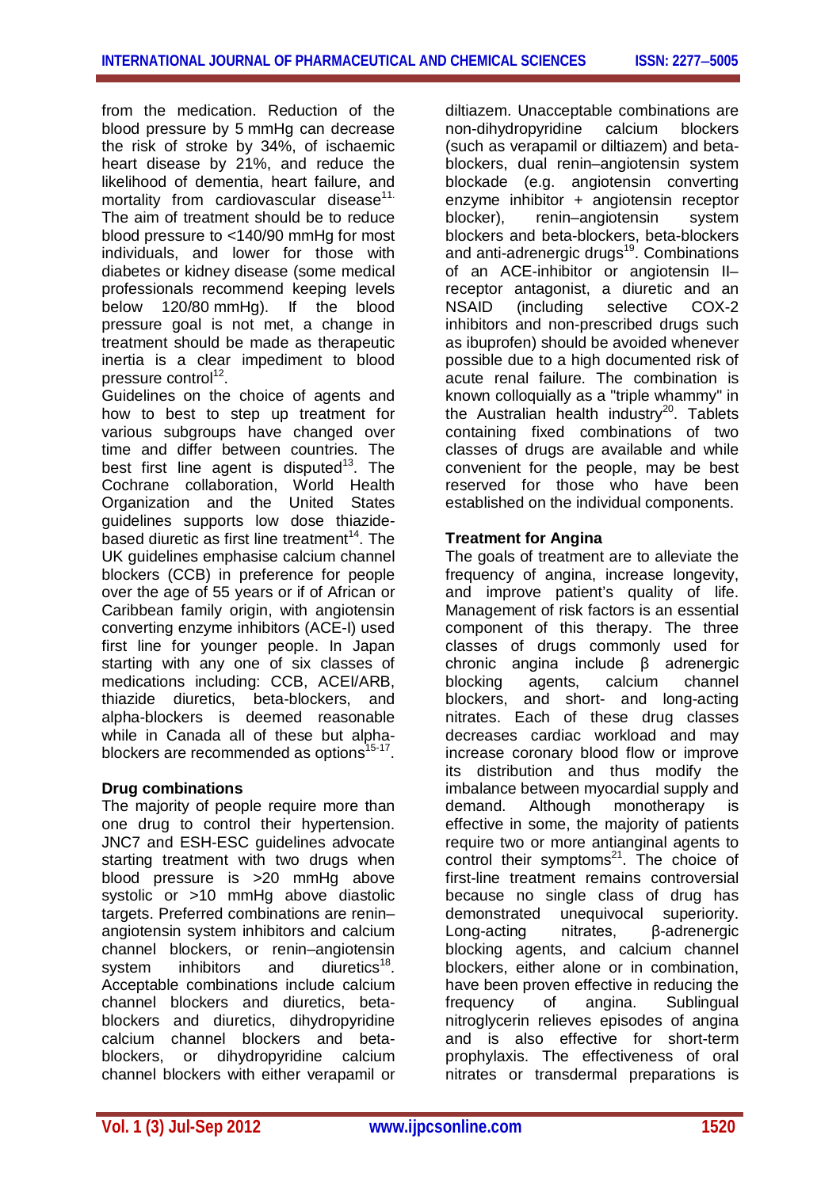from the medication. Reduction of the blood pressure by 5 mmHg can decrease the risk of stroke by 34%, of ischaemic heart disease by 21%, and reduce the likelihood of dementia, heart failure, and mortality from cardiovascular disease[11]. The aim of treatment should be to reduce blood pressure to <140/90 mmHg for most individuals, and lower for those with diabetes or kidney disease (some medical professionals recommend keeping levels below 120/80 mmHg). If the blood pressure goal is not met, a change in treatment should be made as therapeutic inertia is a clear impediment to blood pressure control[12].

Guidelines on the choice of agents and how to best to step up treatment for various subgroups have changed over time and differ between countries. The best first line agent is disputed[13]. The Cochrane collaboration, World Health Organization and the United States guidelines supports low dose thiazide-based diuretic as first line treatment[14]. The UK guidelines emphasise calcium channel blockers (CCB) in preference for people over the age of 55 years or if of African or Caribbean family origin, with angiotensin converting enzyme inhibitors (ACE-I) used first line for younger people. In Japan starting with any one of six classes of medications including: CCB, ACEI/ARB, thiazide diuretics, beta-blockers, and alpha-blockers is deemed reasonable while in Canada all of these but alpha-blockers are recommended as options[15-17].

**Drug combinations**

The majority of people require more than one drug to control their hypertension. JNC7 and ESH-ESC guidelines advocate starting treatment with two drugs when blood pressure is >20 mmHg above systolic or >10 mmHg above diastolic targets. Preferred combinations are renin–angiotensin system inhibitors and calcium channel blockers, or renin–angiotensin system inhibitors and diuretics[18]. Acceptable combinations include calcium channel blockers and diuretics, beta-blockers and diuretics, dihydropyridine calcium channel blockers and beta-blockers, or dihydropyridine calcium channel blockers with either verapamil or diltiazem. Unacceptable combinations are non-dihydropyridine calcium blockers (such as verapamil or diltiazem) and beta-blockers, dual renin–angiotensin system blockade (e.g. angiotensin converting enzyme inhibitor + angiotensin receptor blocker), renin–angiotensin system blockers and beta-blockers, beta-blockers and anti-adrenergic drugs[19]. Combinations of an ACE-inhibitor or angiotensin II–receptor antagonist, a diuretic and an NSAID (including selective COX-2 inhibitors and non-prescribed drugs such as ibuprofen) should be avoided whenever possible due to a high documented risk of acute renal failure. The combination is known colloquially as a "triple whammy" in the Australian health industry[20]. Tablets containing fixed combinations of two classes of drugs are available and while convenient for the people, may be best reserved for those who have been established on the individual components.

**Treatment for Angina**

The goals of treatment are to alleviate the frequency of angina, increase longevity, and improve patient's quality of life. Management of risk factors is an essential component of this therapy. The three classes of drugs commonly used for chronic angina include β adrenergic blocking agents, calcium channel blockers, and short- and long-acting nitrates. Each of these drug classes decreases cardiac workload and may increase coronary blood flow or improve its distribution and thus modify the imbalance between myocardial supply and demand. Although monotherapy is effective in some, the majority of patients require two or more antianginal agents to control their symptoms[21]. The choice of first-line treatment remains controversial because no single class of drug has demonstrated unequivocal superiority. Long-acting nitrates, β-adrenergic blocking agents, and calcium channel blockers, either alone or in combination, have been proven effective in reducing the frequency of angina. Sublingual nitroglycerin relieves episodes of angina and is also effective for short-term prophylaxis. The effectiveness of oral nitrates or transdermal preparations is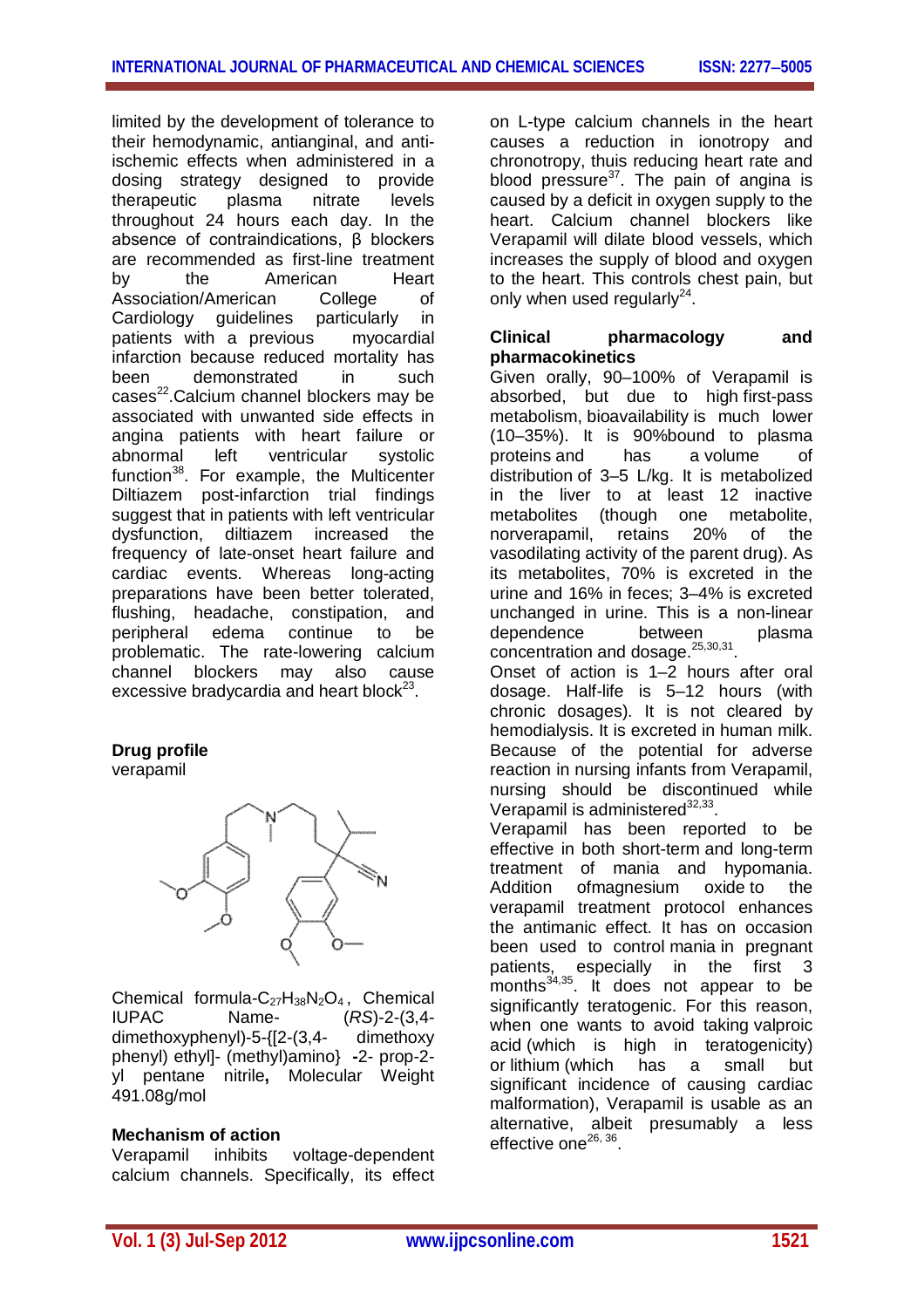limited by the development of tolerance to their hemodynamic, antianginal, and anti-ischemic effects when administered in a dosing strategy designed to provide therapeutic plasma nitrate levels throughout 24 hours each day. In the absence of contraindications, β blockers are recommended as first-line treatment by the American Heart Association/American College of Cardiology guidelines particularly in patients with a previous myocardial infarction because reduced mortality has been demonstrated in such cases[22].Calcium channel blockers may be associated with unwanted side effects in angina patients with heart failure or abnormal left ventricular systolic function[38]. For example, the Multicenter Diltiazem post-infarction trial findings suggest that in patients with left ventricular dysfunction, diltiazem increased the frequency of late-onset heart failure and cardiac events. Whereas long-acting preparations have been better tolerated, flushing, headache, constipation, and peripheral edema continue to be problematic. The rate-lowering calcium channel blockers may also cause excessive bradycardia and heart block[23].

## Drug profile

verapamil

Chemical formula-$C_{27}H_{38}N_2O_4$, Chemical IUPAC Name- (*RS*)-2-(3,4-dimethoxyphenyl)-5-{[2-(3,4- dimethoxy phenyl) ethyl]- (methyl)amino} -2- prop-2-yl pentane nitrile**,** Molecular Weight 491.08g/mol

## Mechanism of action

Verapamil inhibits voltage-dependent calcium channels. Specifically, its effect on L-type calcium channels in the heart causes a reduction in ionotropy and chronotropy, thuis reducing heart rate and blood pressure[37]. The pain of angina is caused by a deficit in oxygen supply to the heart. Calcium channel blockers like Verapamil will dilate blood vessels, which increases the supply of blood and oxygen to the heart. This controls chest pain, but only when used regularly[24].

## Clinical pharmacology and pharmacokinetics

Given orally, 90–100% of Verapamil is absorbed, but due to high first-pass metabolism, bioavailability is much lower (10–35%). It is 90%bound to plasma proteins and has a volume of distribution of 3–5 L/kg. It is metabolized in the liver to at least 12 inactive metabolites (though one metabolite, norverapamil, retains 20% of the vasodilating activity of the parent drug). As its metabolites, 70% is excreted in the urine and 16% in feces; 3–4% is excreted unchanged in urine. This is a non-linear dependence between plasma concentration and dosage.[25,30,31].

Onset of action is 1–2 hours after oral dosage. Half-life is 5–12 hours (with chronic dosages). It is not cleared by hemodialysis. It is excreted in human milk. Because of the potential for adverse reaction in nursing infants from Verapamil, nursing should be discontinued while Verapamil is administered[32,33].

Verapamil has been reported to be effective in both short-term and long-term treatment of mania and hypomania. Addition ofmagnesium oxide to the verapamil treatment protocol enhances the antimanic effect. It has on occasion been used to control mania in pregnant patients, especially in the first 3 months[34,35]. It does not appear to be significantly teratogenic. For this reason, when one wants to avoid taking valproic acid (which is high in teratogenicity) or lithium (which has a small but significant incidence of causing cardiac malformation), Verapamil is usable as an alternative, albeit presumably a less effective one[26, 36].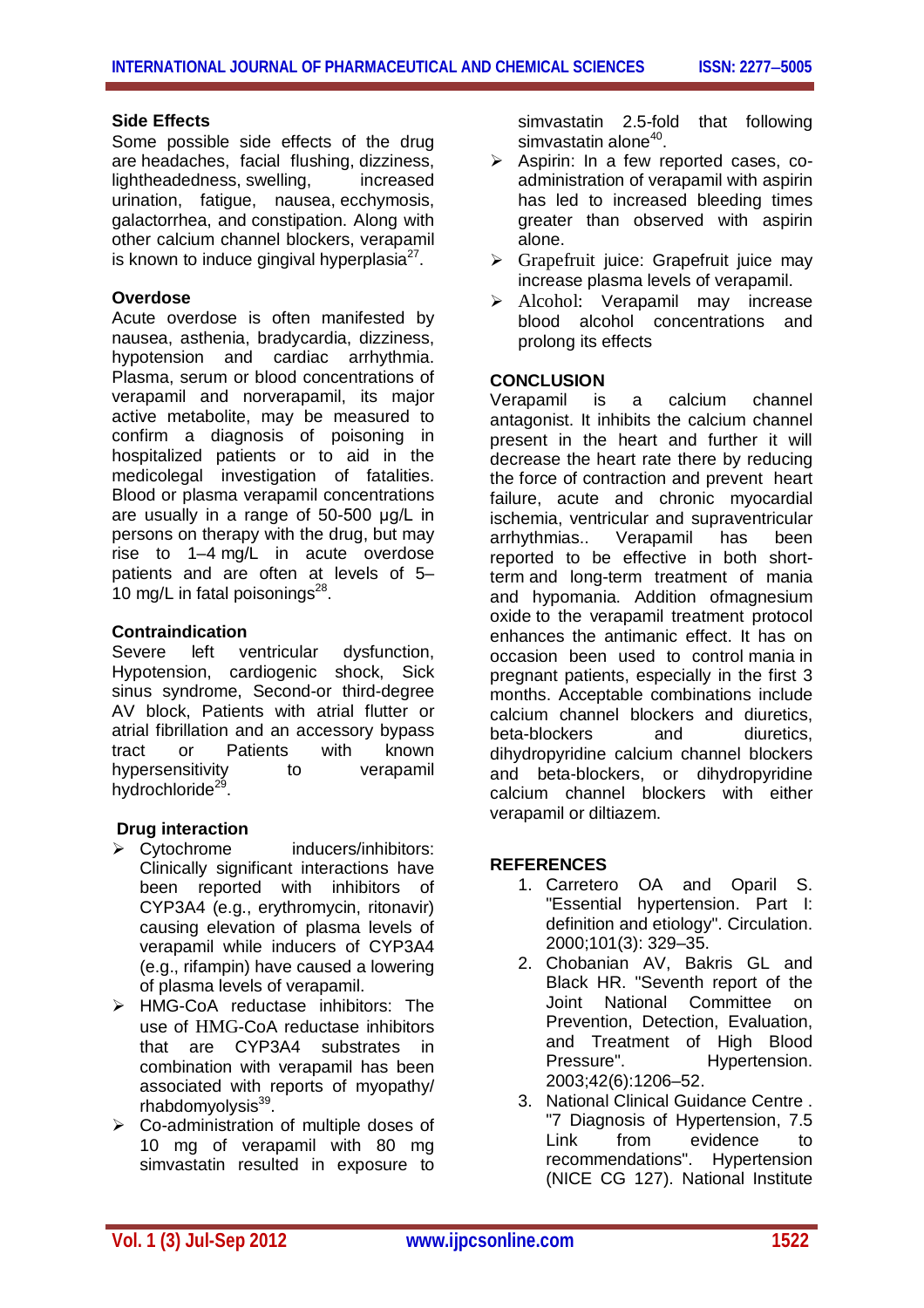## Side Effects

Some possible side effects of the drug are headaches, facial flushing, dizziness, lightheadedness, swelling, increased urination, fatigue, nausea, ecchymosis, galactorrhea, and constipation. Along with other calcium channel blockers, verapamil is known to induce gingival hyperplasia[27].

## Overdose

Acute overdose is often manifested by nausea, asthenia, bradycardia, dizziness, hypotension and cardiac arrhythmia. Plasma, serum or blood concentrations of verapamil and norverapamil, its major active metabolite, may be measured to confirm a diagnosis of poisoning in hospitalized patients or to aid in the medicolegal investigation of fatalities. Blood or plasma verapamil concentrations are usually in a range of 50-500 μg/L in persons on therapy with the drug, but may rise to 1–4 mg/L in acute overdose patients and are often at levels of 5–10 mg/L in fatal poisonings[28].

## Contraindication

Severe left ventricular dysfunction, Hypotension, cardiogenic shock, Sick sinus syndrome, Second-or third-degree AV block, Patients with atrial flutter or atrial fibrillation and an accessory bypass tract or Patients with known hypersensitivity to verapamil hydrochloride[29].

## Drug interaction

- Cytochrome inducers/inhibitors: Clinically significant interactions have been reported with inhibitors of CYP3A4 (e.g., erythromycin, ritonavir) causing elevation of plasma levels of verapamil while inducers of CYP3A4 (e.g., rifampin) have caused a lowering of plasma levels of verapamil.
- HMG-CoA reductase inhibitors: The use of HMG-CoA reductase inhibitors that are CYP3A4 substrates in combination with verapamil has been associated with reports of myopathy/ rhabdomyolysis[39].
- Co-administration of multiple doses of 10 mg of verapamil with 80 mg simvastatin resulted in exposure to simvastatin 2.5-fold that following simvastatin alone[40].
- Aspirin: In a few reported cases, co-administration of verapamil with aspirin has led to increased bleeding times greater than observed with aspirin alone.
- Grapefruit juice: Grapefruit juice may increase plasma levels of verapamil.
- Alcohol: Verapamil may increase blood alcohol concentrations and prolong its effects

## CONCLUSION

Verapamil is a calcium channel antagonist. It inhibits the calcium channel present in the heart and further it will decrease the heart rate there by reducing the force of contraction and prevent heart failure, acute and chronic myocardial ischemia, ventricular and supraventricular arrhythmias.. Verapamil has been reported to be effective in both short-term and long-term treatment of mania and hypomania. Addition ofmagnesium oxide to the verapamil treatment protocol enhances the antimanic effect. It has on occasion been used to control mania in pregnant patients, especially in the first 3 months. Acceptable combinations include calcium channel blockers and diuretics, beta-blockers and diuretics, dihydropyridine calcium channel blockers and beta-blockers, or dihydropyridine calcium channel blockers with either verapamil or diltiazem.

## REFERENCES

1. Carretero OA and Oparil S. "Essential hypertension. Part I: definition and etiology". Circulation. 2000;101(3): 329–35.
2. Chobanian AV, Bakris GL and Black HR. "Seventh report of the Joint National Committee on Prevention, Detection, Evaluation, and Treatment of High Blood Pressure". Hypertension. 2003;42(6):1206–52.
3. National Clinical Guidance Centre . "7 Diagnosis of Hypertension, 7.5 Link from evidence to recommendations". Hypertension (NICE CG 127). National Institute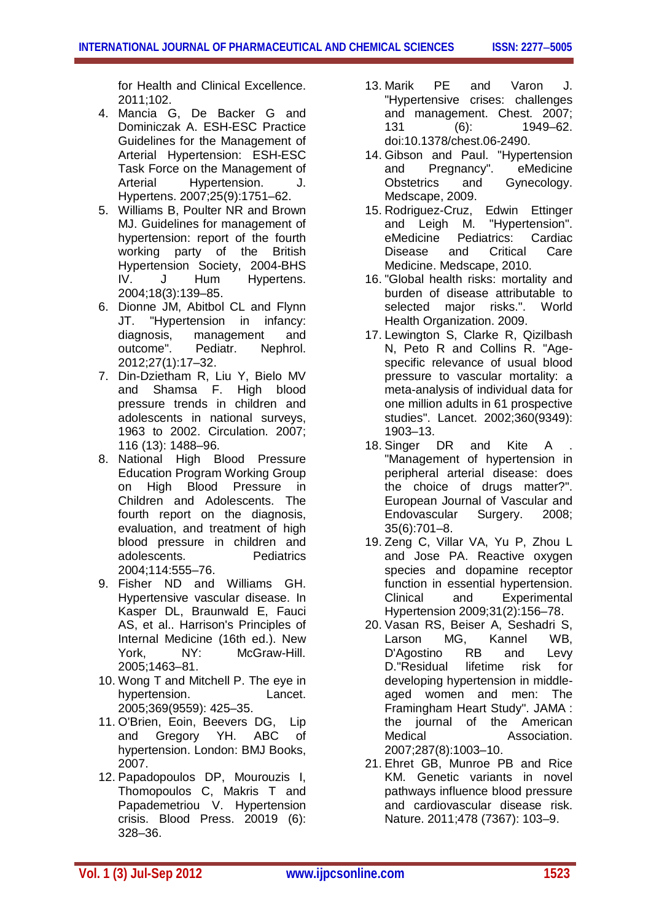for Health and Clinical Excellence. 2011;102.

4. Mancia G, De Backer G and Dominiczak A. ESH-ESC Practice Guidelines for the Management of Arterial Hypertension: ESH-ESC Task Force on the Management of Arterial Hypertension. J. Hypertens. 2007;25(9):1751–62.
5. Williams B, Poulter NR and Brown MJ. Guidelines for management of hypertension: report of the fourth working party of the British Hypertension Society, 2004-BHS IV. J Hum Hypertens. 2004;18(3):139–85.
6. Dionne JM, Abitbol CL and Flynn JT. "Hypertension in infancy: diagnosis, management and outcome". Pediatr. Nephrol. 2012;27(1):17–32.
7. Din-Dzietham R, Liu Y, Bielo MV and Shamsa F. High blood pressure trends in children and adolescents in national surveys, 1963 to 2002. Circulation. 2007; 116 (13): 1488–96.
8. National High Blood Pressure Education Program Working Group on High Blood Pressure in Children and Adolescents. The fourth report on the diagnosis, evaluation, and treatment of high blood pressure in children and adolescents. Pediatrics 2004;114:555–76.
9. Fisher ND and Williams GH. Hypertensive vascular disease. In Kasper DL, Braunwald E, Fauci AS, et al.. Harrison's Principles of Internal Medicine (16th ed.). New York, NY: McGraw-Hill. 2005;1463–81.
10. Wong T and Mitchell P. The eye in hypertension. Lancet. 2005;369(9559): 425–35.
11. O'Brien, Eoin, Beevers DG, Lip and Gregory YH. ABC of hypertension. London: BMJ Books, 2007.
12. Papadopoulos DP, Mourouzis I, Thomopoulos C, Makris T and Papademetriou V. Hypertension crisis. Blood Press. 20019 (6): 328–36.
13. Marik PE and Varon J. "Hypertensive crises: challenges and management. Chest. 2007; 131 (6): 1949–62. doi:10.1378/chest.06-2490.
14. Gibson and Paul. "Hypertension and Pregnancy". eMedicine Obstetrics and Gynecology. Medscape, 2009.
15. Rodriguez-Cruz, Edwin Ettinger and Leigh M. "Hypertension". eMedicine Pediatrics: Cardiac Disease and Critical Care Medicine. Medscape, 2010.
16. "Global health risks: mortality and burden of disease attributable to selected major risks.". World Health Organization. 2009.
17. Lewington S, Clarke R, Qizilbash N, Peto R and Collins R. "Age-specific relevance of usual blood pressure to vascular mortality: a meta-analysis of individual data for one million adults in 61 prospective studies". Lancet. 2002;360(9349): 1903–13.
18. Singer DR and Kite A . "Management of hypertension in peripheral arterial disease: does the choice of drugs matter?". European Journal of Vascular and Endovascular Surgery. 2008; 35(6):701–8.
19. Zeng C, Villar VA, Yu P, Zhou L and Jose PA. Reactive oxygen species and dopamine receptor function in essential hypertension. Clinical and Experimental Hypertension 2009;31(2):156–78.
20. Vasan RS, Beiser A, Seshadri S, Larson MG, Kannel WB, D'Agostino RB and Levy D."Residual lifetime risk for developing hypertension in middle-aged women and men: The Framingham Heart Study". JAMA : the journal of the American Medical Association. 2007;287(8):1003–10.
21. Ehret GB, Munroe PB and Rice KM. Genetic variants in novel pathways influence blood pressure and cardiovascular disease risk. Nature. 2011;478 (7367): 103–9.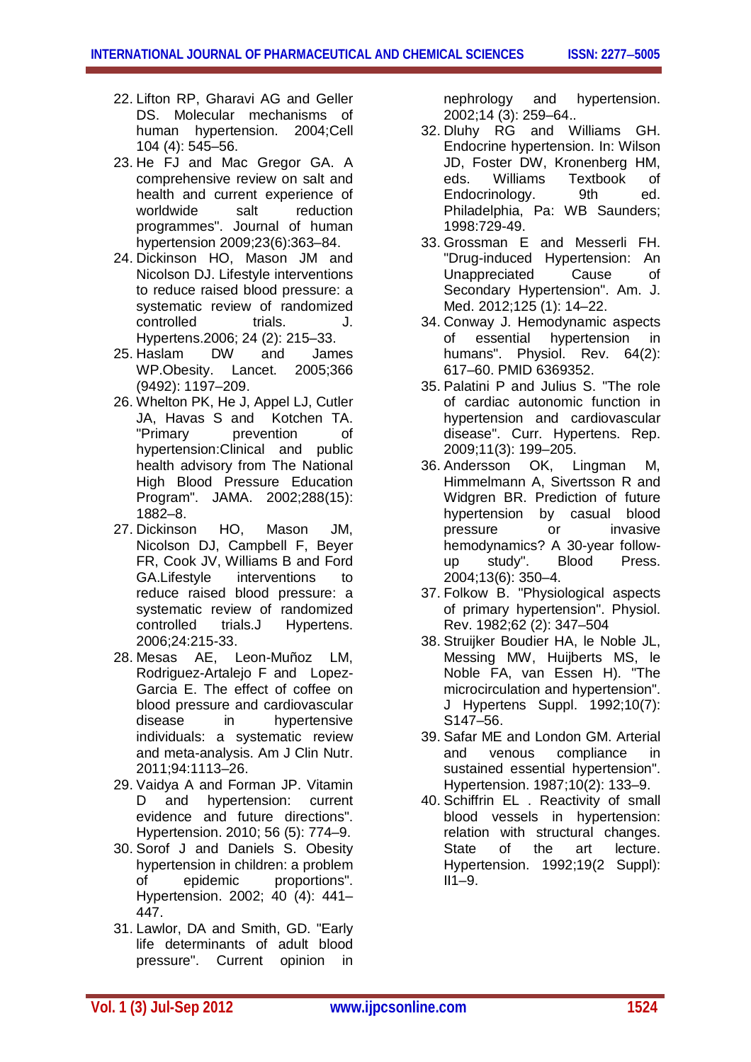22. Lifton RP, Gharavi AG and Geller DS. Molecular mechanisms of human hypertension. 2004;Cell 104 (4): 545–56.
23. He FJ and Mac Gregor GA. A comprehensive review on salt and health and current experience of worldwide salt reduction programmes". Journal of human hypertension 2009;23(6):363–84.
24. Dickinson HO, Mason JM and Nicolson DJ. Lifestyle interventions to reduce raised blood pressure: a systematic review of randomized controlled trials. J. Hypertens.2006; 24 (2): 215–33.
25. Haslam DW and James WP.Obesity. Lancet. 2005;366 (9492): 1197–209.
26. Whelton PK, He J, Appel LJ, Cutler JA, Havas S and Kotchen TA. "Primary prevention of hypertension:Clinical and public health advisory from The National High Blood Pressure Education Program". JAMA. 2002;288(15): 1882–8.
27. Dickinson HO, Mason JM, Nicolson DJ, Campbell F, Beyer FR, Cook JV, Williams B and Ford GA.Lifestyle interventions to reduce raised blood pressure: a systematic review of randomized controlled trials.J Hypertens. 2006;24:215-33.
28. Mesas AE, Leon-Muñoz LM, Rodriguez-Artalejo F and Lopez-Garcia E. The effect of coffee on blood pressure and cardiovascular disease in hypertensive individuals: a systematic review and meta-analysis. Am J Clin Nutr. 2011;94:1113–26.
29. Vaidya A and Forman JP. Vitamin D and hypertension: current evidence and future directions". Hypertension. 2010; 56 (5): 774–9.
30. Sorof J and Daniels S. Obesity hypertension in children: a problem of epidemic proportions". Hypertension. 2002; 40 (4): 441–447.
31. Lawlor, DA and Smith, GD. "Early life determinants of adult blood pressure". Current opinion in nephrology and hypertension. 2002;14 (3): 259–64..
32. Dluhy RG and Williams GH. Endocrine hypertension. In: Wilson JD, Foster DW, Kronenberg HM, eds. Williams Textbook of Endocrinology. 9th ed. Philadelphia, Pa: WB Saunders; 1998:729-49.
33. Grossman E and Messerli FH. "Drug-induced Hypertension: An Unappreciated Cause of Secondary Hypertension". Am. J. Med. 2012;125 (1): 14–22.
34. Conway J. Hemodynamic aspects of essential hypertension in humans". Physiol. Rev. 64(2): 617–60. PMID 6369352.
35. Palatini P and Julius S. "The role of cardiac autonomic function in hypertension and cardiovascular disease". Curr. Hypertens. Rep. 2009;11(3): 199–205.
36. Andersson OK, Lingman M, Himmelmann A, Sivertsson R and Widgren BR. Prediction of future hypertension by casual blood pressure or invasive hemodynamics? A 30-year follow-up study". Blood Press. 2004;13(6): 350–4.
37. Folkow B. "Physiological aspects of primary hypertension". Physiol. Rev. 1982;62 (2): 347–504
38. Struijker Boudier HA, le Noble JL, Messing MW, Huijberts MS, le Noble FA, van Essen H). "The microcirculation and hypertension". J Hypertens Suppl. 1992;10(7): S147–56.
39. Safar ME and London GM. Arterial and venous compliance in sustained essential hypertension". Hypertension. 1987;10(2): 133–9.
40. Schiffrin EL . Reactivity of small blood vessels in hypertension: relation with structural changes. State of the art lecture. Hypertension. 1992;19(2 Suppl): II1–9.